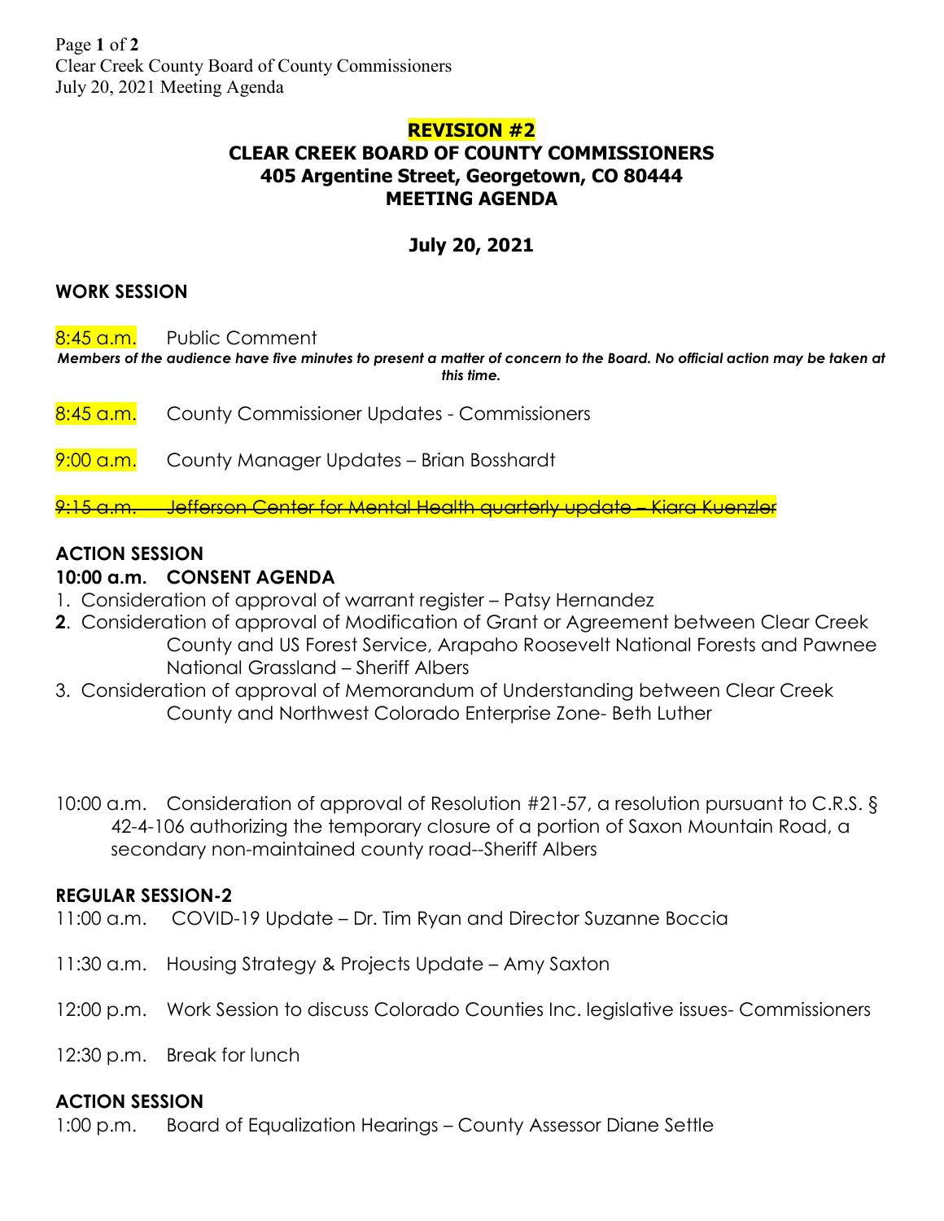**REVISION #2**

# CLEAR CREEK BOARD OF COUNTY COMMISSIONERS
## 405 Argentine Street, Georgetown, CO 80444
## MEETING AGENDA

## July 20, 2021

### WORK SESSION

8:45 a.m. Public Comment

***Members of the audience have five minutes to present a matter of concern to the Board. No official action may be taken at this time.***

8:45 a.m. County Commissioner Updates - Commissioners

9:00 a.m. County Manager Updates – Brian Bosshardt

~~9:15 a.m. Jefferson Center for Mental Health quarterly update – Kiara Kuenzler~~

### ACTION SESSION

### 10:00 a.m. CONSENT AGENDA

1. Consideration of approval of warrant register – Patsy Hernandez
2. Consideration of approval of Modification of Grant or Agreement between Clear Creek County and US Forest Service, Arapaho Roosevelt National Forests and Pawnee National Grassland – Sheriff Albers
3. Consideration of approval of Memorandum of Understanding between Clear Creek County and Northwest Colorado Enterprise Zone- Beth Luther

10:00 a.m. Consideration of approval of Resolution #21-57, a resolution pursuant to C.R.S. § 42-4-106 authorizing the temporary closure of a portion of Saxon Mountain Road, a secondary non-maintained county road--Sheriff Albers

### REGULAR SESSION-2

11:00 a.m. COVID-19 Update – Dr. Tim Ryan and Director Suzanne Boccia

11:30 a.m. Housing Strategy & Projects Update – Amy Saxton

12:00 p.m. Work Session to discuss Colorado Counties Inc. legislative issues- Commissioners

12:30 p.m. Break for lunch

### ACTION SESSION

1:00 p.m. Board of Equalization Hearings – County Assessor Diane Settle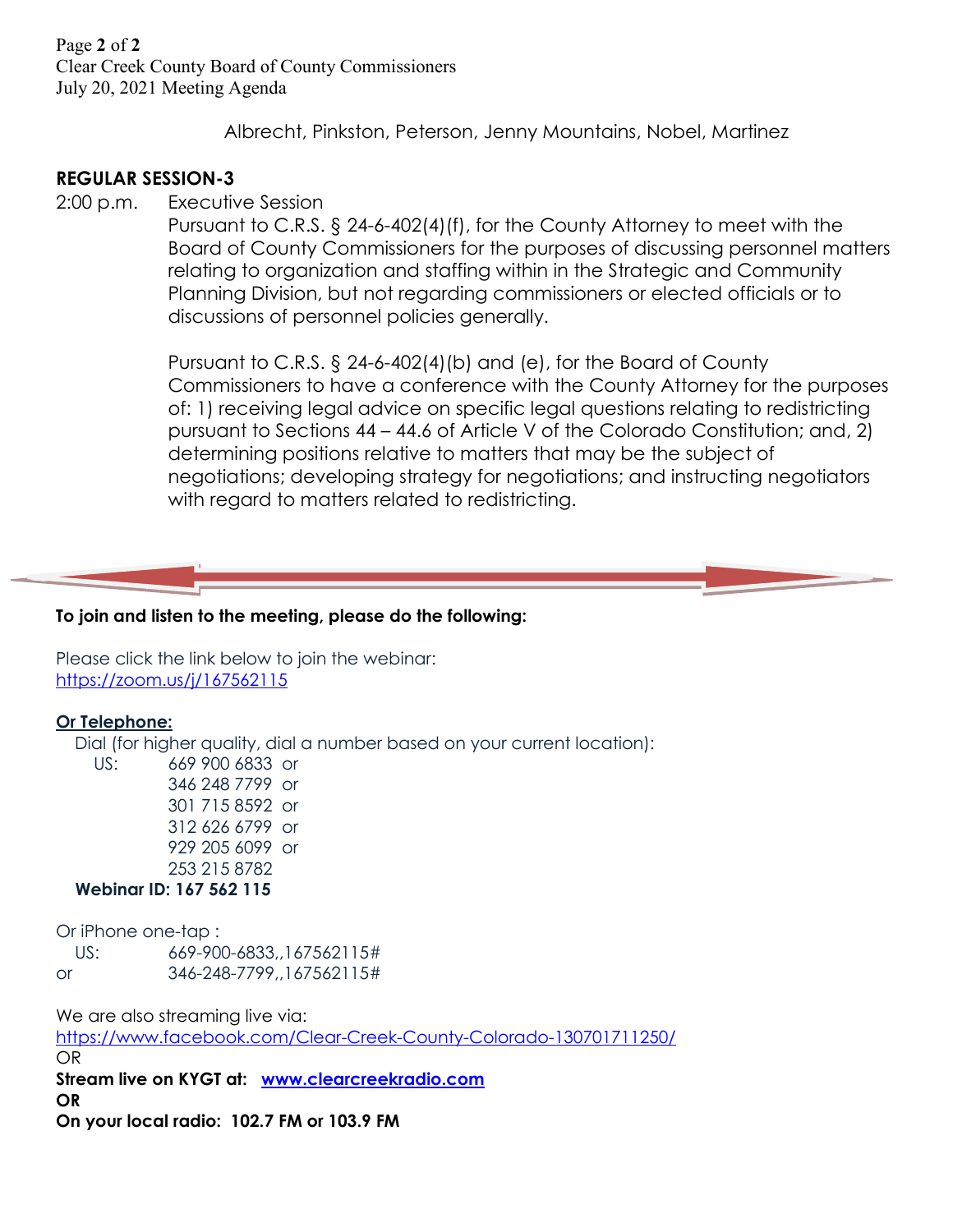Albrecht, Pinkston, Peterson, Jenny Mountains, Nobel, Martinez

## REGULAR SESSION-3

2:00 p.m. Executive Session

Pursuant to C.R.S. § 24-6-402(4)(f), for the County Attorney to meet with the Board of County Commissioners for the purposes of discussing personnel matters relating to organization and staffing within in the Strategic and Community Planning Division, but not regarding commissioners or elected officials or to discussions of personnel policies generally.

Pursuant to C.R.S. § 24-6-402(4)(b) and (e), for the Board of County Commissioners to have a conference with the County Attorney for the purposes of: 1) receiving legal advice on specific legal questions relating to redistricting pursuant to Sections 44 – 44.6 of Article V of the Colorado Constitution; and, 2) determining positions relative to matters that may be the subject of negotiations; developing strategy for negotiations; and instructing negotiators with regard to matters related to redistricting.

**To join and listen to the meeting, please do the following:**

Please click the link below to join the webinar:
https://zoom.us/j/167562115

**Or Telephone:**

Dial (for higher quality, dial a number based on your current location):

US: 669 900 6833 or
346 248 7799 or
301 715 8592 or
312 626 6799 or
929 205 6099 or
253 215 8782

**Webinar ID: 167 562 115**

Or iPhone one-tap :
US: 669-900-6833,,167562115#
or 346-248-7799,,167562115#

We are also streaming live via:
https://www.facebook.com/Clear-Creek-County-Colorado-130701711250/
OR
**Stream live on KYGT at: www.clearcreekradio.com**
**OR**
**On your local radio: 102.7 FM or 103.9 FM**